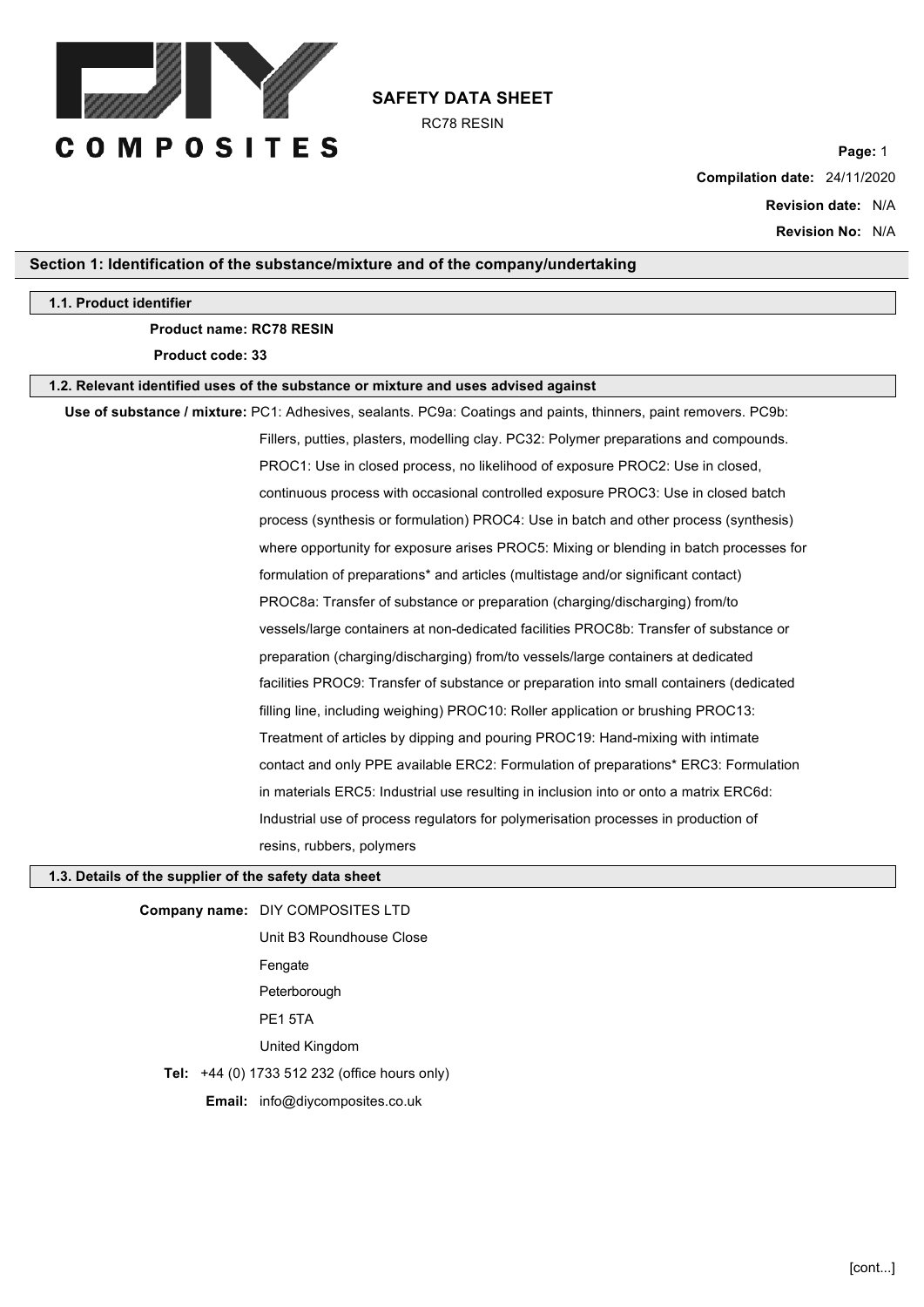# SAFETY DATA SHEET

RC78 RESIN

**Compilation date:** 24/11/2020

**Revision date:** N/A

**Revision No:** N/A

## Section 1: Identification of the substance/mixture and of the company/undertaking

### 1.1. Product identifier

**Product name: RC78 RESIN**

**Product code: 33**

### 1.2. Relevant identified uses of the substance or mixture and uses advised against

**Use of substance / mixture:** PC1: Adhesives, sealants. PC9a: Coatings and paints, thinners, paint removers. PC9b: Fillers, putties, plasters, modelling clay. PC32: Polymer preparations and compounds. PROC1: Use in closed process, no likelihood of exposure PROC2: Use in closed, continuous process with occasional controlled exposure PROC3: Use in closed batch process (synthesis or formulation) PROC4: Use in batch and other process (synthesis) where opportunity for exposure arises PROC5: Mixing or blending in batch processes for formulation of preparations* and articles (multistage and/or significant contact) PROC8a: Transfer of substance or preparation (charging/discharging) from/to vessels/large containers at non-dedicated facilities PROC8b: Transfer of substance or preparation (charging/discharging) from/to vessels/large containers at dedicated facilities PROC9: Transfer of substance or preparation into small containers (dedicated filling line, including weighing) PROC10: Roller application or brushing PROC13: Treatment of articles by dipping and pouring PROC19: Hand-mixing with intimate contact and only PPE available ERC2: Formulation of preparations* ERC3: Formulation in materials ERC5: Industrial use resulting in inclusion into or onto a matrix ERC6d: Industrial use of process regulators for polymerisation processes in production of resins, rubbers, polymers

### 1.3. Details of the supplier of the safety data sheet

**Company name:** DIY COMPOSITES LTD

Unit B3 Roundhouse Close

Fengate

Peterborough

PE1 5TA

United Kingdom

**Tel:** +44 (0) 1733 512 232 (office hours only)

**Email:** info@diycomposites.co.uk

[cont...]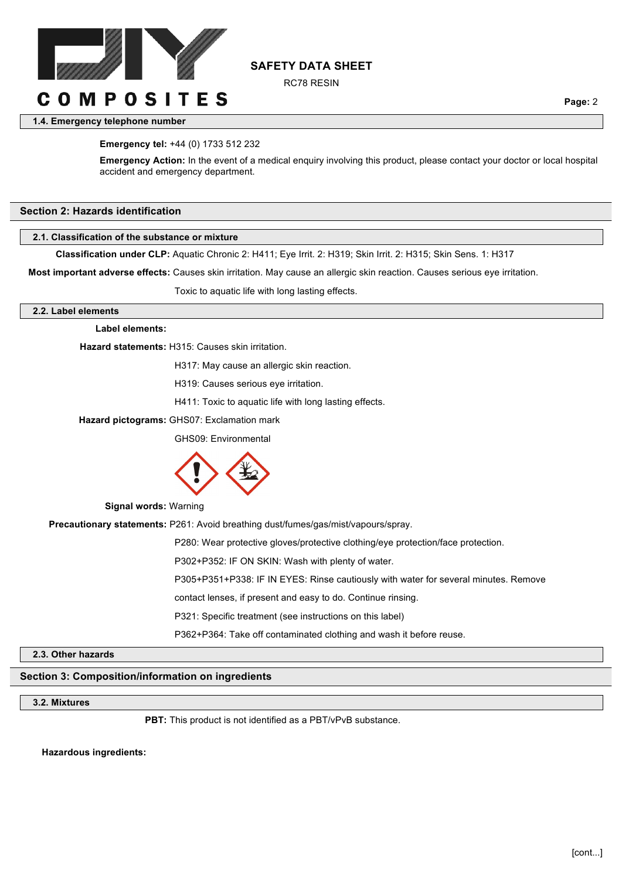### 1.4. Emergency telephone number

**Emergency tel:** +44 (0) 1733 512 232

**Emergency Action:** In the event of a medical enquiry involving this product, please contact your doctor or local hospital accident and emergency department.

## Section 2: Hazards identification

### 2.1. Classification of the substance or mixture

**Classification under CLP:** Aquatic Chronic 2: H411; Eye Irrit. 2: H319; Skin Irrit. 2: H315; Skin Sens. 1: H317

**Most important adverse effects:** Causes skin irritation. May cause an allergic skin reaction. Causes serious eye irritation.

Toxic to aquatic life with long lasting effects.

### 2.2. Label elements

**Label elements:**

**Hazard statements:** H315: Causes skin irritation.

H317: May cause an allergic skin reaction.

H319: Causes serious eye irritation.

H411: Toxic to aquatic life with long lasting effects.

**Hazard pictograms:** GHS07: Exclamation mark

GHS09: Environmental

**Signal words:** Warning

**Precautionary statements:** P261: Avoid breathing dust/fumes/gas/mist/vapours/spray.

P280: Wear protective gloves/protective clothing/eye protection/face protection.

P302+P352: IF ON SKIN: Wash with plenty of water.

P305+P351+P338: IF IN EYES: Rinse cautiously with water for several minutes. Remove contact lenses, if present and easy to do. Continue rinsing.

P321: Specific treatment (see instructions on this label)

P362+P364: Take off contaminated clothing and wash it before reuse.

### 2.3. Other hazards

## Section 3: Composition/information on ingredients

### 3.2. Mixtures

**PBT:** This product is not identified as a PBT/vPvB substance.

**Hazardous ingredients:**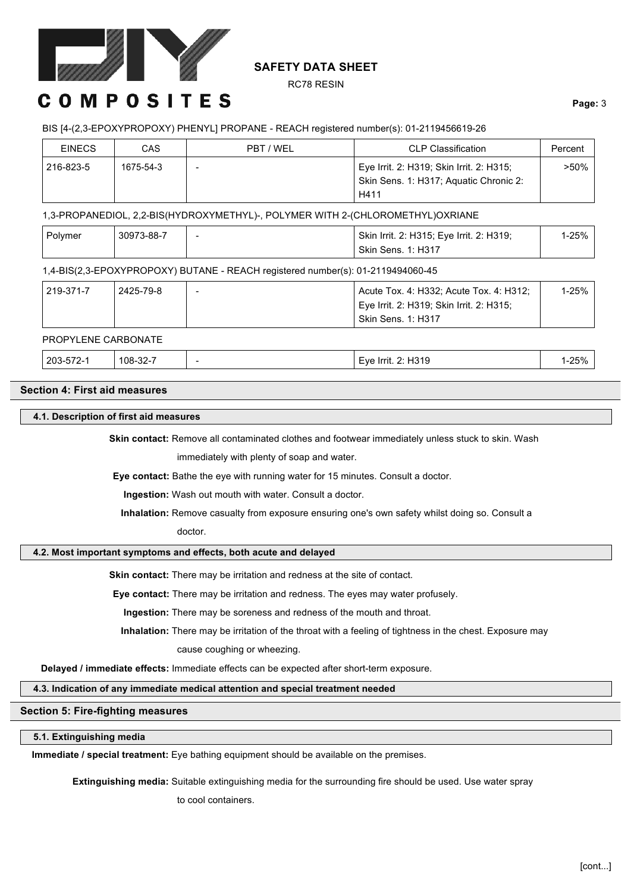BIS [4-(2,3-EPOXYPROPOXY) PHENYL] PROPANE - REACH registered number(s): 01-2119456619-26

| EINECS | CAS | PBT / WEL | CLP Classification | Percent |
|---|---|---|---|---|
| 216-823-5 | 1675-54-3 | - | Eye Irrit. 2: H319; Skin Irrit. 2: H315; Skin Sens. 1: H317; Aquatic Chronic 2: H411 | >50% |

1,3-PROPANEDIOL, 2,2-BIS(HYDROXYMETHYL)-, POLYMER WITH 2-(CHLOROMETHYL)OXRIANE

| EINECS | CAS | PBT / WEL | CLP Classification | Percent |
|---|---|---|---|---|
| Polymer | 30973-88-7 | - | Skin Irrit. 2: H315; Eye Irrit. 2: H319; Skin Sens. 1: H317 | 1-25% |

1,4-BIS(2,3-EPOXYPROPOXY) BUTANE - REACH registered number(s): 01-2119494060-45

| EINECS | CAS | PBT / WEL | CLP Classification | Percent |
|---|---|---|---|---|
| 219-371-7 | 2425-79-8 | - | Acute Tox. 4: H332; Acute Tox. 4: H312; Eye Irrit. 2: H319; Skin Irrit. 2: H315; Skin Sens. 1: H317 | 1-25% |

PROPYLENE CARBONATE

| EINECS | CAS | PBT / WEL | CLP Classification | Percent |
|---|---|---|---|---|
| 203-572-1 | 108-32-7 | - | Eye Irrit. 2: H319 | 1-25% |

## Section 4: First aid measures

### 4.1. Description of first aid measures

**Skin contact:** Remove all contaminated clothes and footwear immediately unless stuck to skin. Wash immediately with plenty of soap and water.

**Eye contact:** Bathe the eye with running water for 15 minutes. Consult a doctor.

**Ingestion:** Wash out mouth with water. Consult a doctor.

**Inhalation:** Remove casualty from exposure ensuring one's own safety whilst doing so. Consult a doctor.

### 4.2. Most important symptoms and effects, both acute and delayed

**Skin contact:** There may be irritation and redness at the site of contact.

**Eye contact:** There may be irritation and redness. The eyes may water profusely.

**Ingestion:** There may be soreness and redness of the mouth and throat.

**Inhalation:** There may be irritation of the throat with a feeling of tightness in the chest. Exposure may cause coughing or wheezing.

**Delayed / immediate effects:** Immediate effects can be expected after short-term exposure.

### 4.3. Indication of any immediate medical attention and special treatment needed

## Section 5: Fire-fighting measures

### 5.1. Extinguishing media

**Immediate / special treatment:** Eye bathing equipment should be available on the premises.

**Extinguishing media:** Suitable extinguishing media for the surrounding fire should be used. Use water spray to cool containers.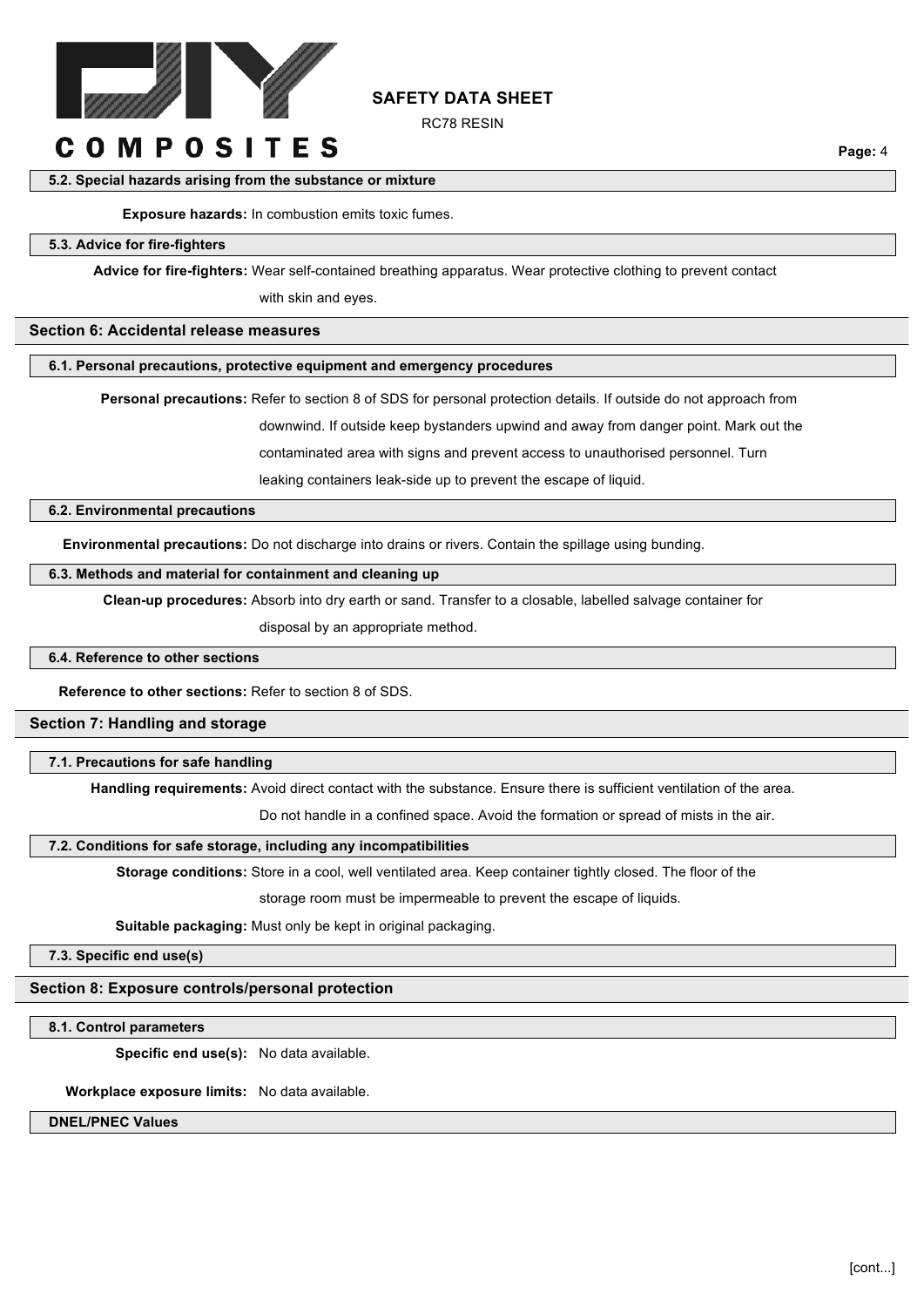### 5.2. Special hazards arising from the substance or mixture

**Exposure hazards:** In combustion emits toxic fumes.

### 5.3. Advice for fire-fighters

**Advice for fire-fighters:** Wear self-contained breathing apparatus. Wear protective clothing to prevent contact with skin and eyes.

## Section 6: Accidental release measures

### 6.1. Personal precautions, protective equipment and emergency procedures

**Personal precautions:** Refer to section 8 of SDS for personal protection details. If outside do not approach from downwind. If outside keep bystanders upwind and away from danger point. Mark out the contaminated area with signs and prevent access to unauthorised personnel. Turn leaking containers leak-side up to prevent the escape of liquid.

### 6.2. Environmental precautions

**Environmental precautions:** Do not discharge into drains or rivers. Contain the spillage using bunding.

### 6.3. Methods and material for containment and cleaning up

**Clean-up procedures:** Absorb into dry earth or sand. Transfer to a closable, labelled salvage container for disposal by an appropriate method.

### 6.4. Reference to other sections

**Reference to other sections:** Refer to section 8 of SDS.

## Section 7: Handling and storage

### 7.1. Precautions for safe handling

**Handling requirements:** Avoid direct contact with the substance. Ensure there is sufficient ventilation of the area. Do not handle in a confined space. Avoid the formation or spread of mists in the air.

### 7.2. Conditions for safe storage, including any incompatibilities

**Storage conditions:** Store in a cool, well ventilated area. Keep container tightly closed. The floor of the storage room must be impermeable to prevent the escape of liquids.

**Suitable packaging:** Must only be kept in original packaging.

### 7.3. Specific end use(s)

## Section 8: Exposure controls/personal protection

### 8.1. Control parameters

**Specific end use(s):** No data available.

**Workplace exposure limits:** No data available.

### DNEL/PNEC Values

[cont...]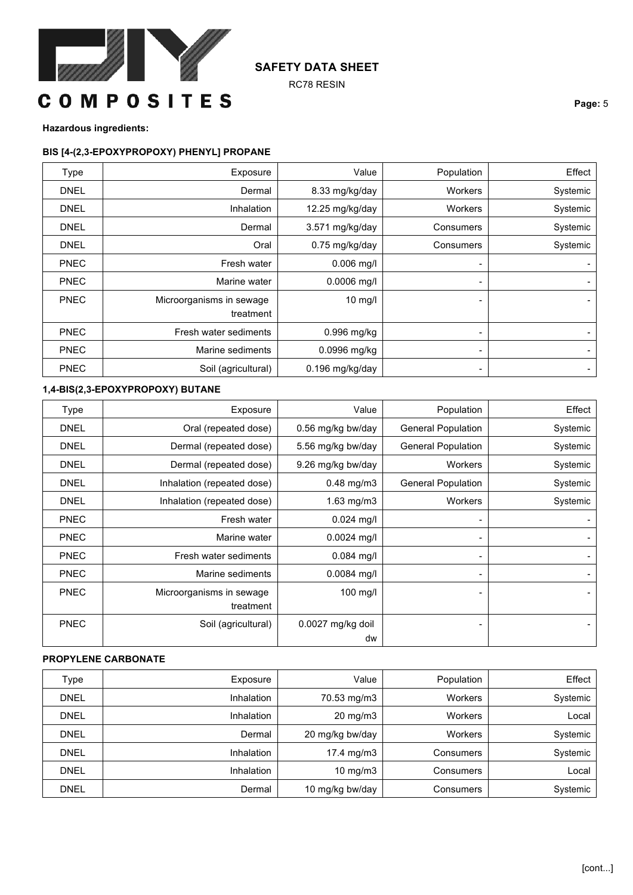**Hazardous ingredients:**

**BIS [4-(2,3-EPOXYPROPOXY) PHENYL] PROPANE**

| Type | Exposure | Value | Population | Effect |
|---|---|---|---|---|
| DNEL | Dermal | 8.33 mg/kg/day | Workers | Systemic |
| DNEL | Inhalation | 12.25 mg/kg/day | Workers | Systemic |
| DNEL | Dermal | 3.571 mg/kg/day | Consumers | Systemic |
| DNEL | Oral | 0.75 mg/kg/day | Consumers | Systemic |
| PNEC | Fresh water | 0.006 mg/l | - | - |
| PNEC | Marine water | 0.0006 mg/l | - | - |
| PNEC | Microorganisms in sewage treatment | 10 mg/l | - | - |
| PNEC | Fresh water sediments | 0.996 mg/kg | - | - |
| PNEC | Marine sediments | 0.0996 mg/kg | - | - |
| PNEC | Soil (agricultural) | 0.196 mg/kg/day | - | - |

**1,4-BIS(2,3-EPOXYPROPOXY) BUTANE**

| Type | Exposure | Value | Population | Effect |
|---|---|---|---|---|
| DNEL | Oral (repeated dose) | 0.56 mg/kg bw/day | General Population | Systemic |
| DNEL | Dermal (repeated dose) | 5.56 mg/kg bw/day | General Population | Systemic |
| DNEL | Dermal (repeated dose) | 9.26 mg/kg bw/day | Workers | Systemic |
| DNEL | Inhalation (repeated dose) | 0.48 mg/m3 | General Population | Systemic |
| DNEL | Inhalation (repeated dose) | 1.63 mg/m3 | Workers | Systemic |
| PNEC | Fresh water | 0.024 mg/l | - | - |
| PNEC | Marine water | 0.0024 mg/l | - | - |
| PNEC | Fresh water sediments | 0.084 mg/l | - | - |
| PNEC | Marine sediments | 0.0084 mg/l | - | - |
| PNEC | Microorganisms in sewage treatment | 100 mg/l | - | - |
| PNEC | Soil (agricultural) | 0.0027 mg/kg doil dw | - | - |

**PROPYLENE CARBONATE**

| Type | Exposure | Value | Population | Effect |
|---|---|---|---|---|
| DNEL | Inhalation | 70.53 mg/m3 | Workers | Systemic |
| DNEL | Inhalation | 20 mg/m3 | Workers | Local |
| DNEL | Dermal | 20 mg/kg bw/day | Workers | Systemic |
| DNEL | Inhalation | 17.4 mg/m3 | Consumers | Systemic |
| DNEL | Inhalation | 10 mg/m3 | Consumers | Local |
| DNEL | Dermal | 10 mg/kg bw/day | Consumers | Systemic |

[cont...]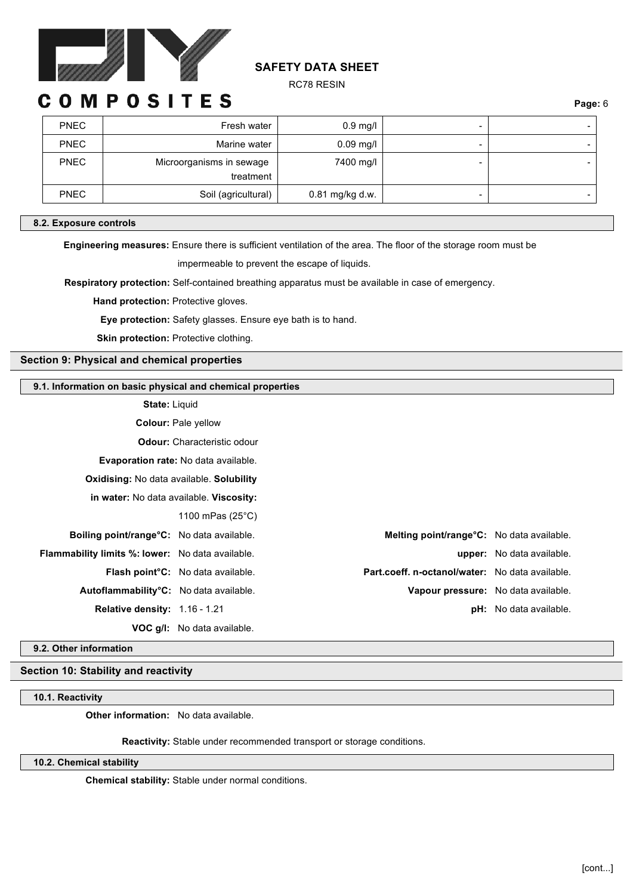| PNEC | Fresh water | 0.9 mg/l | - | - |
|---|---|---|---|---|
| PNEC | Marine water | 0.09 mg/l | - | - |
| PNEC | Microorganisms in sewage treatment | 7400 mg/l | - | - |
| PNEC | Soil (agricultural) | 0.81 mg/kg d.w. | - | - |

### 8.2. Exposure controls

**Engineering measures:** Ensure there is sufficient ventilation of the area. The floor of the storage room must be impermeable to prevent the escape of liquids.

**Respiratory protection:** Self-contained breathing apparatus must be available in case of emergency.

**Hand protection:** Protective gloves.

**Eye protection:** Safety glasses. Ensure eye bath is to hand.

**Skin protection:** Protective clothing.

## Section 9: Physical and chemical properties

### 9.1. Information on basic physical and chemical properties

**State:** Liquid

**Colour:** Pale yellow

**Odour:** Characteristic odour

**Evaporation rate:** No data available.

**Oxidising:** No data available.

**Solubility in water:** No data available.

**Viscosity:** 1100 mPas (25°C)

**Boiling point/range°C:** No data available.

**Melting point/range°C:** No data available.

**Flammability limits %: lower:** No data available.

**upper:** No data available.

**Flash point°C:** No data available.

**Part.coeff. n-octanol/water:** No data available.

**Autoflammability°C:** No data available.

**Vapour pressure:** No data available.

**Relative density:** 1.16 - 1.21

**pH:** No data available.

**VOC g/l:** No data available.

### 9.2. Other information

**Other information:** No data available.

## Section 10: Stability and reactivity

### 10.1. Reactivity

**Reactivity:** Stable under recommended transport or storage conditions.

### 10.2. Chemical stability

**Chemical stability:** Stable under normal conditions.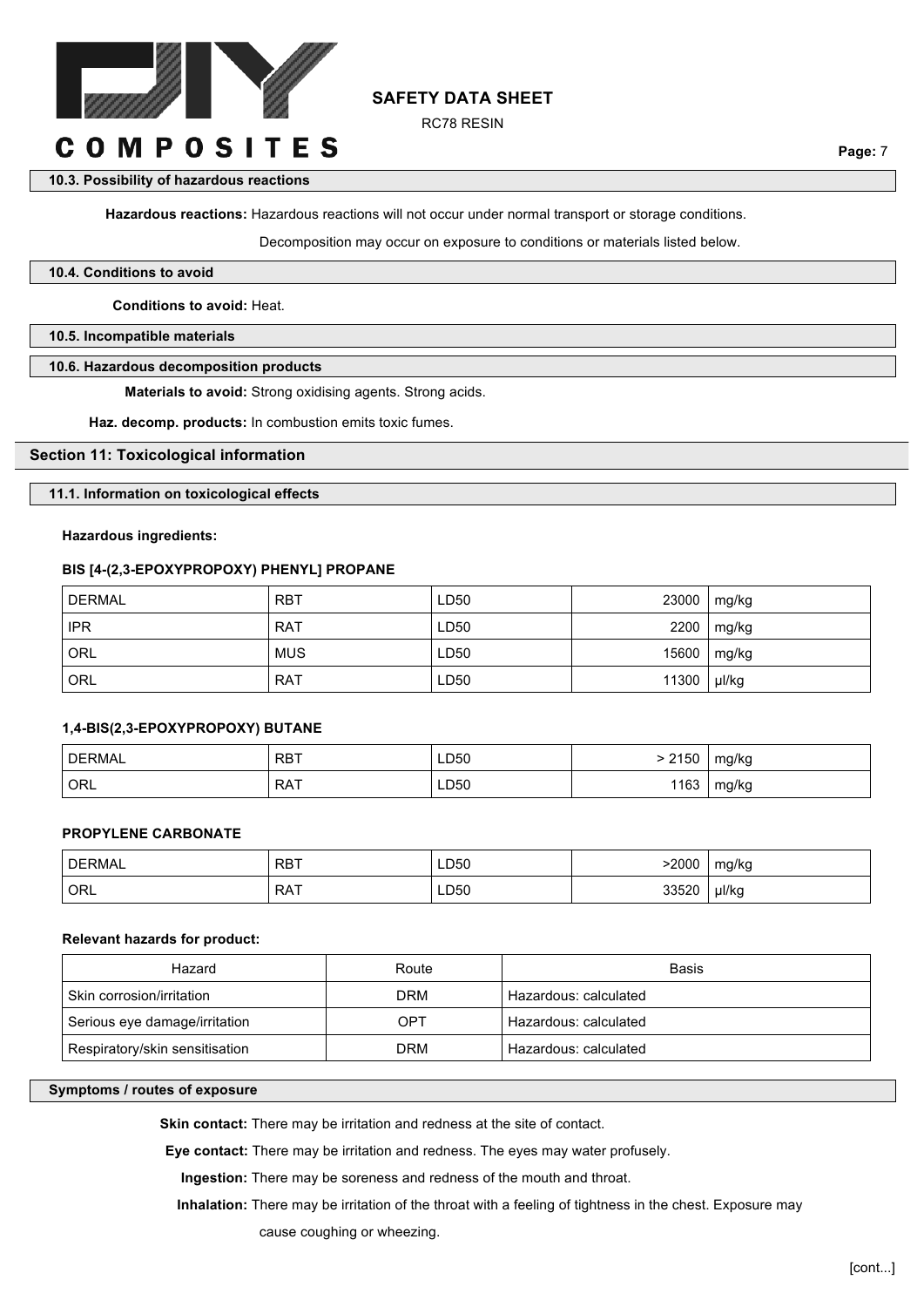#### 10.3. Possibility of hazardous reactions

**Hazardous reactions:** Hazardous reactions will not occur under normal transport or storage conditions.

Decomposition may occur on exposure to conditions or materials listed below.

#### 10.4. Conditions to avoid

**Conditions to avoid:** Heat.

#### 10.5. Incompatible materials

#### 10.6. Hazardous decomposition products

**Materials to avoid:** Strong oxidising agents. Strong acids.

**Haz. decomp. products:** In combustion emits toxic fumes.

## Section 11: Toxicological information

#### 11.1. Information on toxicological effects

**Hazardous ingredients:**

**BIS [4-(2,3-EPOXYPROPOXY) PHENYL] PROPANE**

| | | | | |
|---|---|---|---|---|
| DERMAL | RBT | LD50 | 23000 | mg/kg |
| IPR | RAT | LD50 | 2200 | mg/kg |
| ORL | MUS | LD50 | 15600 | mg/kg |
| ORL | RAT | LD50 | 11300 | µl/kg |

**1,4-BIS(2,3-EPOXYPROPOXY) BUTANE**

| | | | | |
|---|---|---|---|---|
| DERMAL | RBT | LD50 | > 2150 | mg/kg |
| ORL | RAT | LD50 | 1163 | mg/kg |

**PROPYLENE CARBONATE**

| | | | | |
|---|---|---|---|---|
| DERMAL | RBT | LD50 | >2000 | mg/kg |
| ORL | RAT | LD50 | 33520 | µl/kg |

**Relevant hazards for product:**

| Hazard | Route | Basis |
|---|---|---|
| Skin corrosion/irritation | DRM | Hazardous: calculated |
| Serious eye damage/irritation | OPT | Hazardous: calculated |
| Respiratory/skin sensitisation | DRM | Hazardous: calculated |

#### Symptoms / routes of exposure

**Skin contact:** There may be irritation and redness at the site of contact.

**Eye contact:** There may be irritation and redness. The eyes may water profusely.

**Ingestion:** There may be soreness and redness of the mouth and throat.

**Inhalation:** There may be irritation of the throat with a feeling of tightness in the chest. Exposure may cause coughing or wheezing.

[cont...]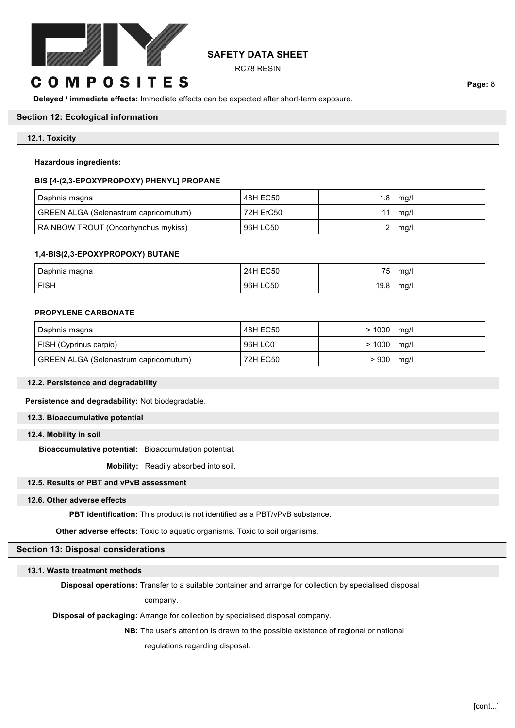**Delayed / immediate effects:** Immediate effects can be expected after short-term exposure.

## Section 12: Ecological information

### 12.1. Toxicity

**Hazardous ingredients:**

**BIS [4-(2,3-EPOXYPROPOXY) PHENYL] PROPANE**

| | | | |
|---|---|---|---|
| Daphnia magna | 48H EC50 | 1.8 | mg/l |
| GREEN ALGA (Selenastrum capricornutum) | 72H ErC50 | 11 | mg/l |
| RAINBOW TROUT (Oncorhynchus mykiss) | 96H LC50 | 2 | mg/l |

**1,4-BIS(2,3-EPOXYPROPOXY) BUTANE**

| | | | |
|---|---|---|---|
| Daphnia magna | 24H EC50 | 75 | mg/l |
| FISH | 96H LC50 | 19.8 | mg/l |

**PROPYLENE CARBONATE**

| | | | |
|---|---|---|---|
| Daphnia magna | 48H EC50 | > 1000 | mg/l |
| FISH (Cyprinus carpio) | 96H LC0 | > 1000 | mg/l |
| GREEN ALGA (Selenastrum capricornutum) | 72H EC50 | > 900 | mg/l |

### 12.2. Persistence and degradability

**Persistence and degradability:** Not biodegradable.

### 12.3. Bioaccumulative potential

### 12.4. Mobility in soil

**Bioaccumulative potential:** Bioaccumulation potential.

**Mobility:** Readily absorbed into soil.

### 12.5. Results of PBT and vPvB assessment

### 12.6. Other adverse effects

**PBT identification:** This product is not identified as a PBT/vPvB substance.

**Other adverse effects:** Toxic to aquatic organisms. Toxic to soil organisms.

## Section 13: Disposal considerations

### 13.1. Waste treatment methods

**Disposal operations:** Transfer to a suitable container and arrange for collection by specialised disposal company.

**Disposal of packaging:** Arrange for collection by specialised disposal company.

**NB:** The user's attention is drawn to the possible existence of regional or national regulations regarding disposal.

[cont...]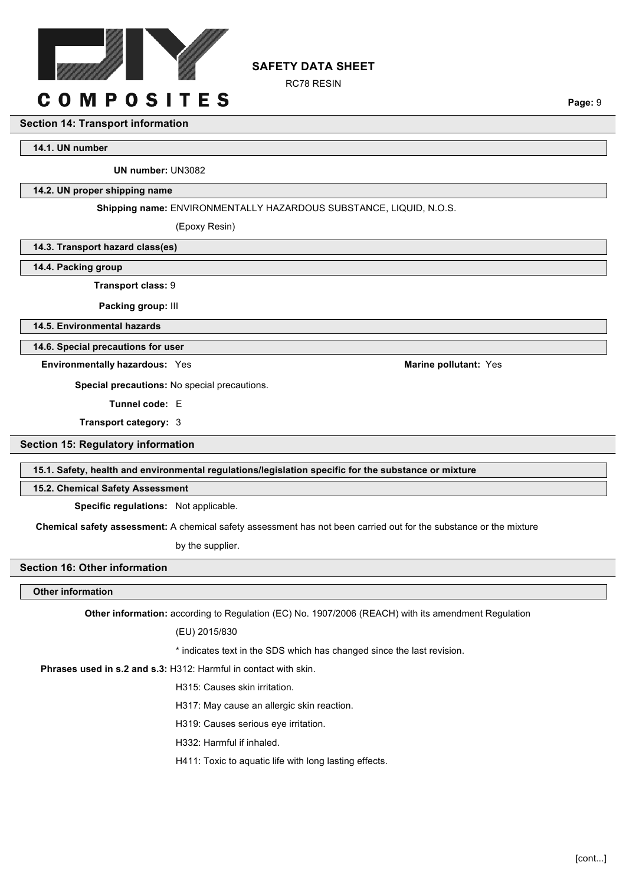## Section 14: Transport information

### 14.1. UN number

**UN number:** UN3082

### 14.2. UN proper shipping name

**Shipping name:** ENVIRONMENTALLY HAZARDOUS SUBSTANCE, LIQUID, N.O.S.

(Epoxy Resin)

### 14.3. Transport hazard class(es)

### 14.4. Packing group

**Transport class:** 9

**Packing group:** III

### 14.5. Environmental hazards

### 14.6. Special precautions for user

**Environmentally hazardous:** Yes

**Marine pollutant:** Yes

**Special precautions:** No special precautions.

**Tunnel code:** E

**Transport category:** 3

## Section 15: Regulatory information

### 15.1. Safety, health and environmental regulations/legislation specific for the substance or mixture

### 15.2. Chemical Safety Assessment

**Specific regulations:** Not applicable.

**Chemical safety assessment:** A chemical safety assessment has not been carried out for the substance or the mixture by the supplier.

## Section 16: Other information

### Other information

**Other information:** according to Regulation (EC) No. 1907/2006 (REACH) with its amendment Regulation (EU) 2015/830

* indicates text in the SDS which has changed since the last revision.

**Phrases used in s.2 and s.3:** H312: Harmful in contact with skin.

H315: Causes skin irritation.

H317: May cause an allergic skin reaction.

H319: Causes serious eye irritation.

H332: Harmful if inhaled.

H411: Toxic to aquatic life with long lasting effects.

[cont...]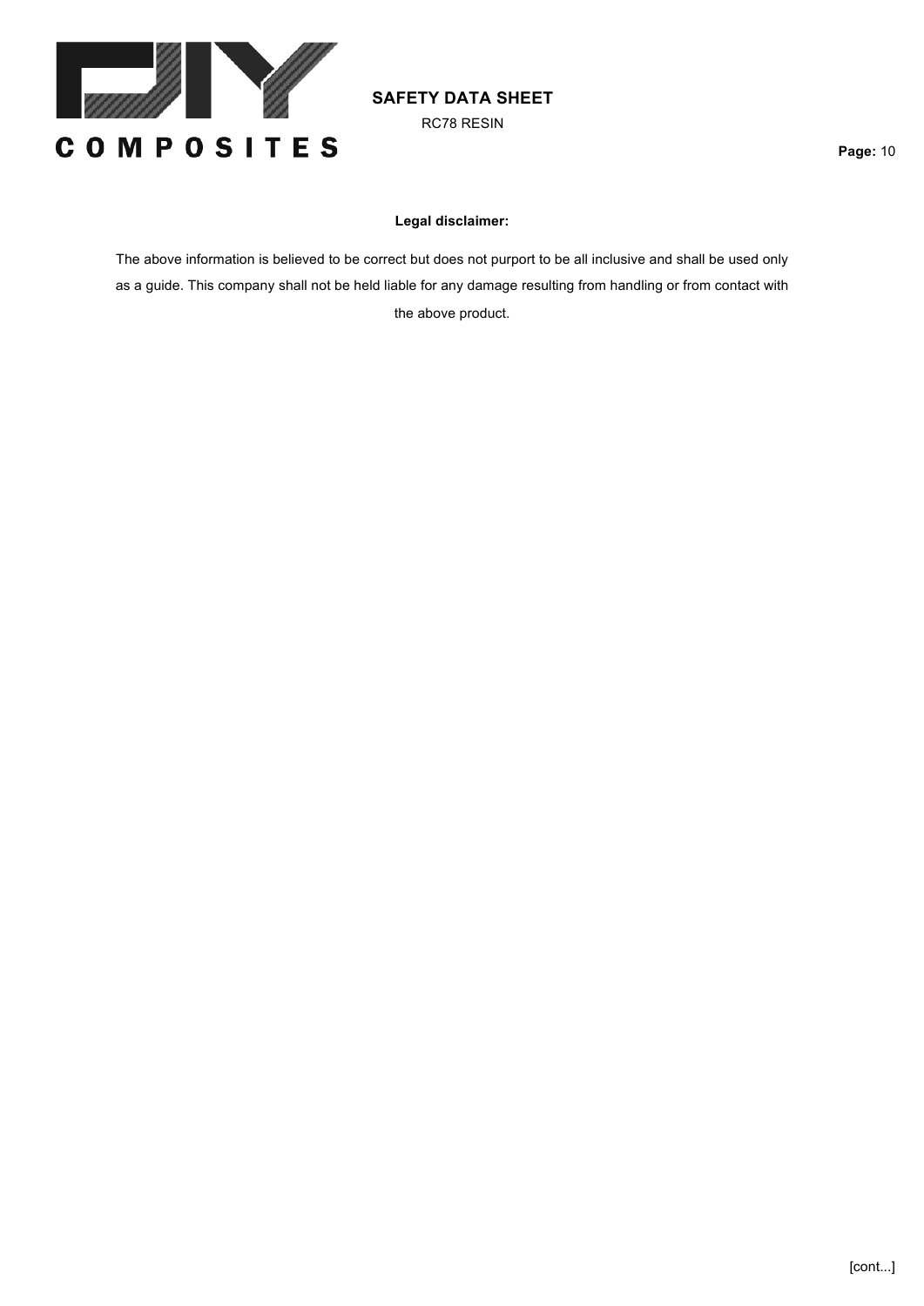**Legal disclaimer:**

The above information is believed to be correct but does not purport to be all inclusive and shall be used only as a guide. This company shall not be held liable for any damage resulting from handling or from contact with the above product.